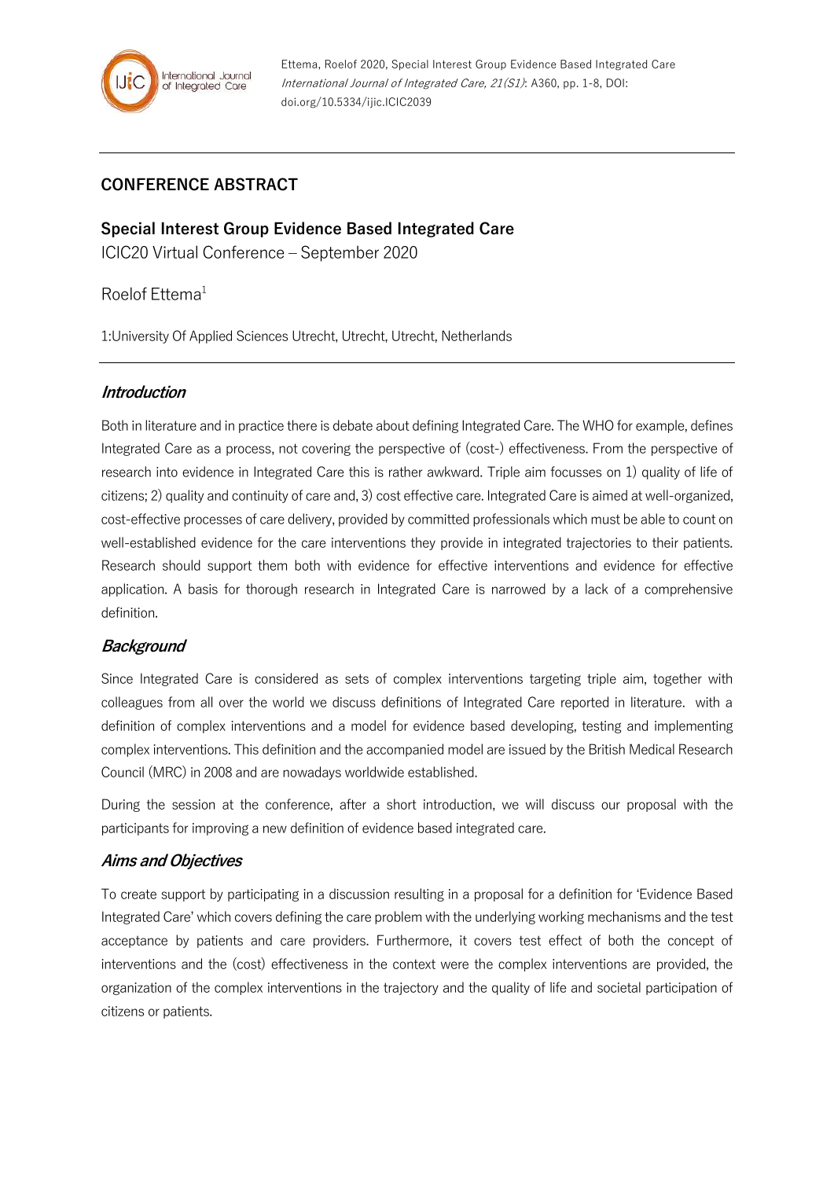## CONFERENCE ABSTRACT

# Special Interest Group Evidence Based Integrated Care

ICIC20 Virtual Conference – September 2020

Roelof Ettema[1]

1:University Of Applied Sciences Utrecht, Utrecht, Utrecht, Netherlands

### *Introduction*

Both in literature and in practice there is debate about defining Integrated Care. The WHO for example, defines Integrated Care as a process, not covering the perspective of (cost-) effectiveness. From the perspective of research into evidence in Integrated Care this is rather awkward. Triple aim focusses on 1) quality of life of citizens; 2) quality and continuity of care and, 3) cost effective care. Integrated Care is aimed at well-organized, cost-effective processes of care delivery, provided by committed professionals which must be able to count on well-established evidence for the care interventions they provide in integrated trajectories to their patients. Research should support them both with evidence for effective interventions and evidence for effective application. A basis for thorough research in Integrated Care is narrowed by a lack of a comprehensive definition.

### *Background*

Since Integrated Care is considered as sets of complex interventions targeting triple aim, together with colleagues from all over the world we discuss definitions of Integrated Care reported in literature. with a definition of complex interventions and a model for evidence based developing, testing and implementing complex interventions. This definition and the accompanied model are issued by the British Medical Research Council (MRC) in 2008 and are nowadays worldwide established.

During the session at the conference, after a short introduction, we will discuss our proposal with the participants for improving a new definition of evidence based integrated care.

### *Aims and Objectives*

To create support by participating in a discussion resulting in a proposal for a definition for 'Evidence Based Integrated Care' which covers defining the care problem with the underlying working mechanisms and the test acceptance by patients and care providers. Furthermore, it covers test effect of both the concept of interventions and the (cost) effectiveness in the context were the complex interventions are provided, the organization of the complex interventions in the trajectory and the quality of life and societal participation of citizens or patients.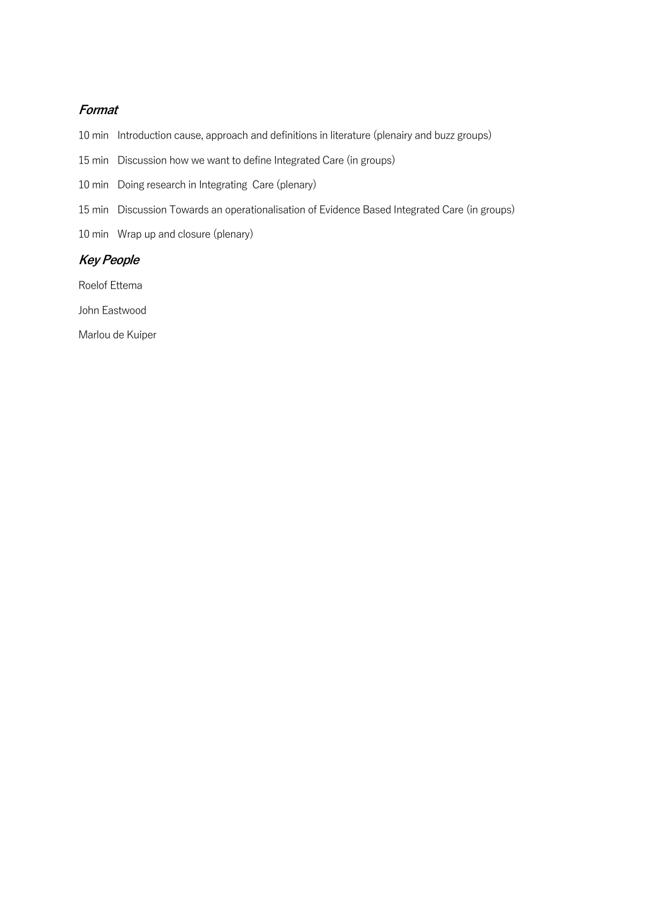### *Format*

10 min Introduction cause, approach and definitions in literature (plenairy and buzz groups)

15 min Discussion how we want to define Integrated Care (in groups)

10 min Doing research in Integrating Care (plenary)

15 min Discussion Towards an operationalisation of Evidence Based Integrated Care (in groups)

10 min Wrap up and closure (plenary)

### *Key People*

Roelof Ettema

John Eastwood

Marlou de Kuiper